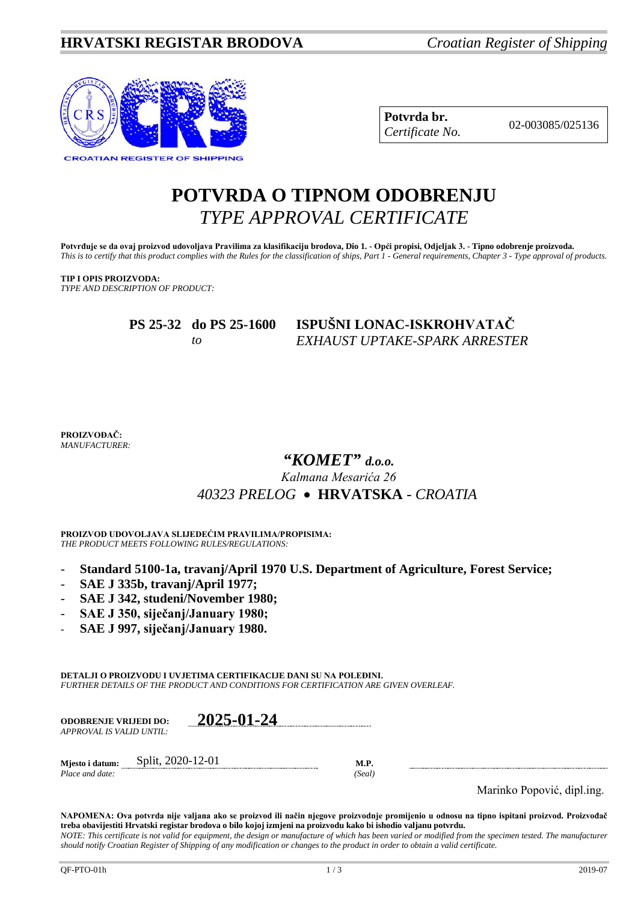**HRVATSKI REGISTAR BRODOVA** *Croatian Register of Shipping*

| **Potvrda br.** *Certificate No.* | 02-003085/025136 |
|---|---|

# POTVRDA O TIPNOM ODOBRENJU
## *TYPE APPROVAL CERTIFICATE*

**Potvrđuje se da ovaj proizvod udovoljava Pravilima za klasifikaciju brodova, Dio 1. - Opći propisi, Odjeljak 3. - Tipno odobrenje proizvoda.**
*This is to certify that this product complies with the Rules for the classification of ships, Part 1 - General requirements, Chapter 3 - Type approval of products.*

**TIP I OPIS PROIZVODA:**
*TYPE AND DESCRIPTION OF PRODUCT:*

**PS 25-32 do PS 25-1600** *to* — **ISPUŠNI LONAC-ISKROHVATAČ**
*EXHAUST UPTAKE-SPARK ARRESTER*

**PROIZVOĐAČ:**
*MANUFACTURER:*

***"KOMET" d.o.o.***
*Kalmana Mesarića 26*
*40323 PRELOG* • **HRVATSKA** - *CROATIA*

**PROIZVOD UDOVOLJAVA SLIJEDEĆIM PRAVILIMA/PROPISIMA:**
*THE PRODUCT MEETS FOLLOWING RULES/REGULATIONS:*

- **Standard 5100-1a, travanj/April 1970 U.S. Department of Agriculture, Forest Service;**
- **SAE J 335b, travanj/April 1977;**
- **SAE J 342, studeni/November 1980;**
- **SAE J 350, siječanj/January 1980;**
- **SAE J 997, siječanj/January 1980.**

**DETALJI O PROIZVODU I UVJETIMA CERTIFIKACIJE DANI SU NA POLEĐINI.**
*FURTHER DETAILS OF THE PRODUCT AND CONDITIONS FOR CERTIFICATION ARE GIVEN OVERLEAF.*

**ODOBRENJE VRIJEDI DO:** **2025-01-24**
*APPROVAL IS VALID UNTIL:*

**Mjesto i datum:** Split, 2020-12-01
*Place and date:*

**M.P.**
*(Seal)*

Marinko Popović, dipl.ing.

**NAPOMENA: Ova potvrda nije valjana ako se proizvod ili način njegove proizvodnje promijenio u odnosu na tipno ispitani proizvod. Proizvođač treba obavijestiti Hrvatski registar brodova o bilo kojoj izmjeni na proizvodu kako bi ishodio valjanu potvrdu.**
*NOTE: This certificate is not valid for equipment, the design or manufacture of which has been varied or modified from the specimen tested. The manufacturer should notify Croatian Register of Shipping of any modification or changes to the product in order to obtain a valid certificate.*

QF-PTO-01h 2019-07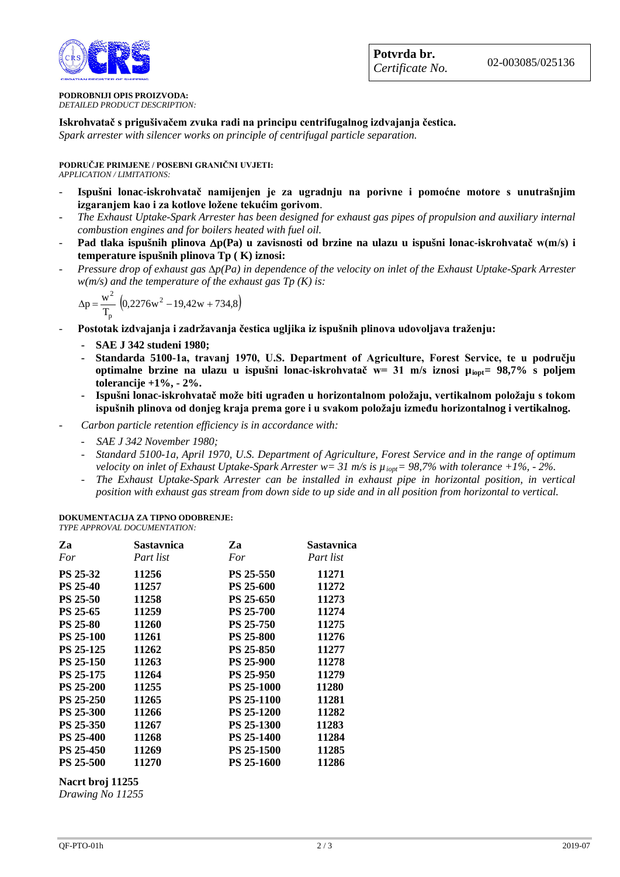**Potvrda br.** 02-003085/025136
*Certificate No.*

**PODROBNIJI OPIS PROIZVODA:**
*DETAILED PRODUCT DESCRIPTION:*

**Iskrohvatač s prigušivačem zvuka radi na principu centrifugalnog izdvajanja čestica.**
*Spark arrester with silencer works on principle of centrifugal particle separation.*

**PODRUČJE PRIMJENE / POSEBNI GRANIČNI UVJETI:**
*APPLICATION / LIMITATIONS:*

- **Ispušni lonac-iskrohvatač namijenjen je za ugradnju na porivne i pomoćne motore s unutrašnjim izgaranjem kao i za kotlove ložene tekućim gorivom**.
- *The Exhaust Uptake-Spark Arrester has been designed for exhaust gas pipes of propulsion and auxiliary internal combustion engines and for boilers heated with fuel oil.*
- **Pad tlaka ispušnih plinova $\Delta p$(Pa) u zavisnosti od brzine na ulazu u ispušni lonac-iskrohvatač w(m/s) i temperature ispušnih plinova Tp ( K) iznosi:**
- *Pressure drop of exhaust gas $\Delta p$(Pa) in dependence of the velocity on inlet of the Exhaust Uptake-Spark Arrester w(m/s) and the temperature of the exhaust gas Tp (K) is:*

$$\Delta p = \frac{w^2}{T_p}\left(0{,}2276w^2 - 19{,}42w + 734{,}8\right)$$

- **Postotak izdvajanja i zadržavanja čestica ugljika iz ispušnih plinova udovoljava traženju:**
  - **SAE J 342 studeni 1980;**
  - **Standarda 5100-1a, travanj 1970, U.S. Department of Agriculture, Forest Service, te u području optimalne brzine na ulazu u ispušni lonac-iskrohvatač w= 31 m/s iznosi $\mu_{iopt}$= 98,7% s poljem tolerancije +1%, - 2%.**
  - **Ispušni lonac-iskrohvatač može biti ugrađen u horizontalnom položaju, vertikalnom položaju s tokom ispušnih plinova od donjeg kraja prema gore i u svakom položaju između horizontalnog i vertikalnog.**
- *Carbon particle retention efficiency is in accordance with:*
  - *SAE J 342 November 1980;*
  - *Standard 5100-1a, April 1970, U.S. Department of Agriculture, Forest Service and in the range of optimum velocity on inlet of Exhaust Uptake-Spark Arrester w= 31 m/s is $\mu_{iopt}$= 98,7% with tolerance +1%, - 2%.*
  - *The Exhaust Uptake-Spark Arrester can be installed in exhaust pipe in horizontal position, in vertical position with exhaust gas stream from down side to up side and in all position from horizontal to vertical.*

**DOKUMENTACIJA ZA TIPNO ODOBRENJE:**
*TYPE APPROVAL DOCUMENTATION:*

| **Za** *For* | **Sastavnica** *Part list* | **Za** *For* | **Sastavnica** *Part list* |
|---|---|---|---|
| **PS 25-32** | **11256** | **PS 25-550** | **11271** |
| **PS 25-40** | **11257** | **PS 25-600** | **11272** |
| **PS 25-50** | **11258** | **PS 25-650** | **11273** |
| **PS 25-65** | **11259** | **PS 25-700** | **11274** |
| **PS 25-80** | **11260** | **PS 25-750** | **11275** |
| **PS 25-100** | **11261** | **PS 25-800** | **11276** |
| **PS 25-125** | **11262** | **PS 25-850** | **11277** |
| **PS 25-150** | **11263** | **PS 25-900** | **11278** |
| **PS 25-175** | **11264** | **PS 25-950** | **11279** |
| **PS 25-200** | **11255** | **PS 25-1000** | **11280** |
| **PS 25-250** | **11265** | **PS 25-1100** | **11281** |
| **PS 25-300** | **11266** | **PS 25-1200** | **11282** |
| **PS 25-350** | **11267** | **PS 25-1300** | **11283** |
| **PS 25-400** | **11268** | **PS 25-1400** | **11284** |
| **PS 25-450** | **11269** | **PS 25-1500** | **11285** |
| **PS 25-500** | **11270** | **PS 25-1600** | **11286** |

**Nacrt broj 11255**
*Drawing No 11255*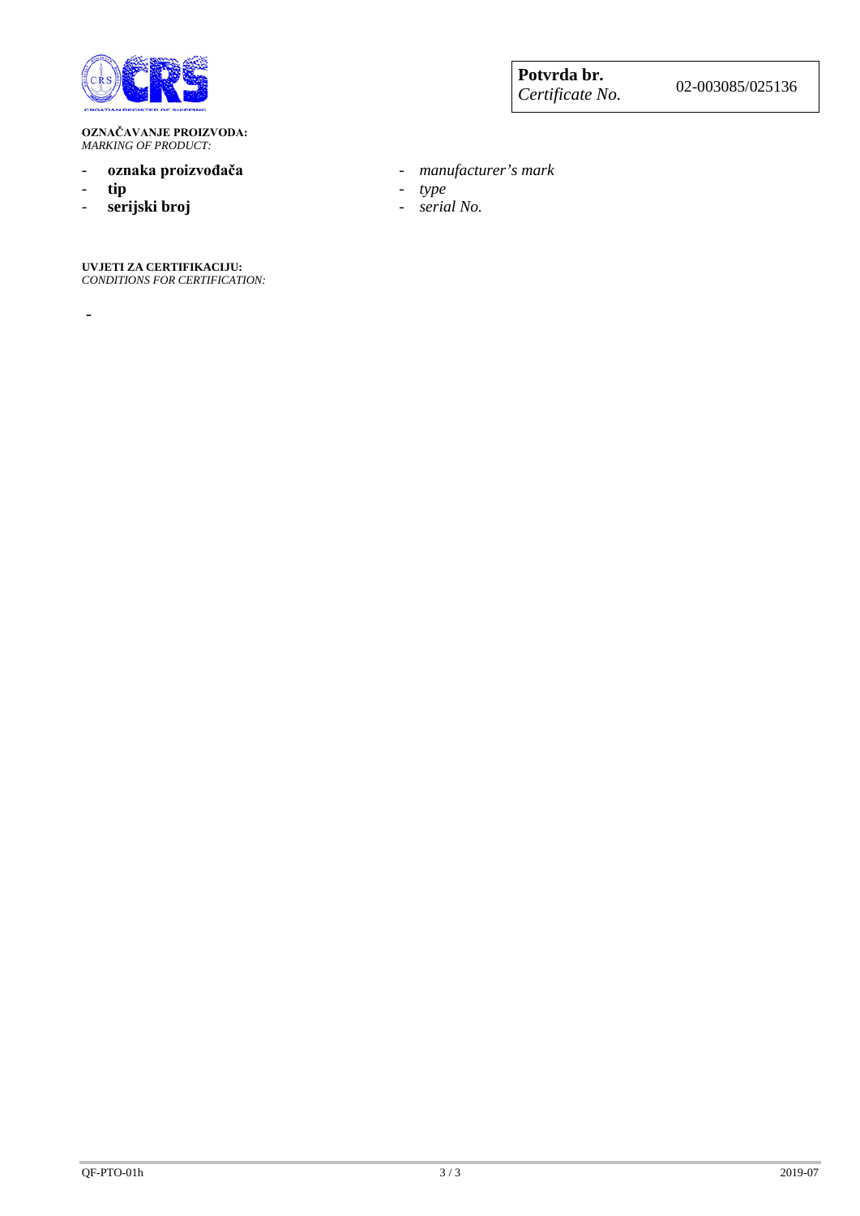| | |
|---|---|
| **Potvrda br.** *Certificate No.* | 02-003085/025136 |

**OZNAČAVANJE PROIZVODA:**
*MARKING OF PRODUCT:*

| | |
|---|---|
| - **oznaka proizvođača** | - *manufacturer's mark* |
| - **tip** | - *type* |
| - **serijski broj** | - *serial No.* |

**UVJETI ZA CERTIFIKACIJU:**
*CONDITIONS FOR CERTIFICATION:*

-